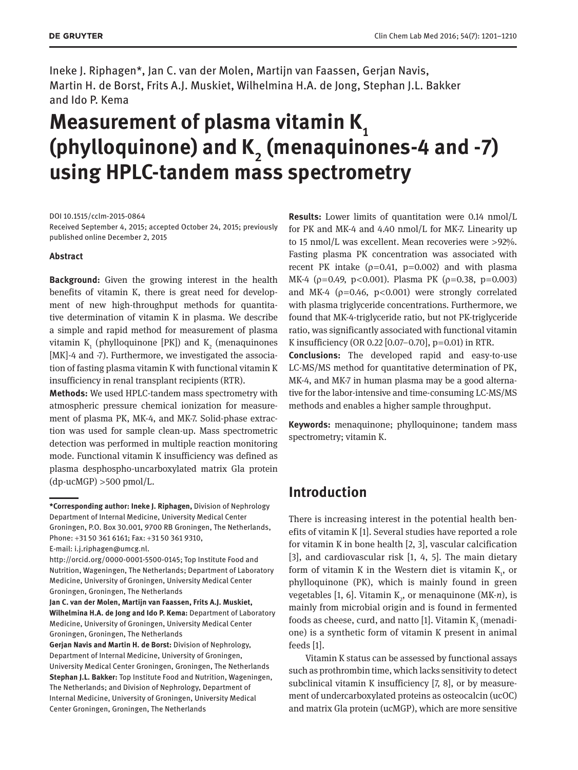Ineke J. Riphagen*, Jan C. van der Molen, Martijn van Faassen, Gerjan Navis, Martin H. de Borst, Frits A.J. Muskiet, Wilhelmina H.A. de Jong, Stephan J.L. Bakker and Ido P. Kema

# Measurement of plasma vitamin $K_1$ (phylloquinone) and $K_2$ (menaquinones-4 and -7) using HPLC-tandem mass spectrometry

DOI 10.1515/cclm-2015-0864

Received September 4, 2015; accepted October 24, 2015; previously published online December 2, 2015

### Abstract

**Background:** Given the growing interest in the health benefits of vitamin K, there is great need for development of new high-throughput methods for quantitative determination of vitamin K in plasma. We describe a simple and rapid method for measurement of plasma vitamin $K_1$ (phylloquinone [PK]) and $K_2$ (menaquinones [MK]-4 and -7). Furthermore, we investigated the association of fasting plasma vitamin K with functional vitamin K insufficiency in renal transplant recipients (RTR).

**Methods:** We used HPLC-tandem mass spectrometry with atmospheric pressure chemical ionization for measurement of plasma PK, MK-4, and MK-7. Solid-phase extraction was used for sample clean-up. Mass spectrometric detection was performed in multiple reaction monitoring mode. Functional vitamin K insufficiency was defined as plasma desphospho-uncarboxylated matrix Gla protein (dp-ucMGP) >500 pmol/L.

**Results:** Lower limits of quantitation were 0.14 nmol/L for PK and MK-4 and 4.40 nmol/L for MK-7. Linearity up to 15 nmol/L was excellent. Mean recoveries were >92%. Fasting plasma PK concentration was associated with recent PK intake ($\rho$=0.41, p=0.002) and with plasma MK-4 ($\rho$=0.49, p<0.001). Plasma PK ($\rho$=0.38, p=0.003) and MK-4 ($\rho$=0.46, p<0.001) were strongly correlated with plasma triglyceride concentrations. Furthermore, we found that MK-4-triglyceride ratio, but not PK-triglyceride ratio, was significantly associated with functional vitamin K insufficiency (OR 0.22 [0.07–0.70], p=0.01) in RTR.

**Conclusions:** The developed rapid and easy-to-use LC-MS/MS method for quantitative determination of PK, MK-4, and MK-7 in human plasma may be a good alternative for the labor-intensive and time-consuming LC-MS/MS methods and enables a higher sample throughput.

**Keywords:** menaquinone; phylloquinone; tandem mass spectrometry; vitamin K.

---

**\*Corresponding author: Ineke J. Riphagen,** Division of Nephrology Department of Internal Medicine, University Medical Center Groningen, P.O. Box 30.001, 9700 RB Groningen, The Netherlands, Phone: +31 50 361 6161; Fax: +31 50 361 9310, E-mail: i.j.riphagen@umcg.nl. http://orcid.org/0000-0001-5500-0145; Top Institute Food and Nutrition, Wageningen, The Netherlands; Department of Laboratory Medicine, University of Groningen, University Medical Center Groningen, Groningen, The Netherlands

**Jan C. van der Molen, Martijn van Faassen, Frits A.J. Muskiet, Wilhelmina H.A. de Jong and Ido P. Kema:** Department of Laboratory Medicine, University of Groningen, University Medical Center Groningen, Groningen, The Netherlands

**Gerjan Navis and Martin H. de Borst:** Division of Nephrology, Department of Internal Medicine, University of Groningen, University Medical Center Groningen, Groningen, The Netherlands

**Stephan J.L. Bakker:** Top Institute Food and Nutrition, Wageningen, The Netherlands; and Division of Nephrology, Department of Internal Medicine, University of Groningen, University Medical Center Groningen, Groningen, The Netherlands

## Introduction

There is increasing interest in the potential health benefits of vitamin K [1]. Several studies have reported a role for vitamin K in bone health [2, 3], vascular calcification [3], and cardiovascular risk [1, 4, 5]. The main dietary form of vitamin K in the Western diet is vitamin $K_1$, or phylloquinone (PK), which is mainly found in green vegetables [1, 6]. Vitamin $K_2$, or menaquinone (MK-*n*), is mainly from microbial origin and is found in fermented foods as cheese, curd, and natto [1]. Vitamin $K_3$ (menadione) is a synthetic form of vitamin K present in animal feeds [1].

Vitamin K status can be assessed by functional assays such as prothrombin time, which lacks sensitivity to detect subclinical vitamin K insufficiency [7, 8], or by measurement of undercarboxylated proteins as osteocalcin (ucOC) and matrix Gla protein (ucMGP), which are more sensitive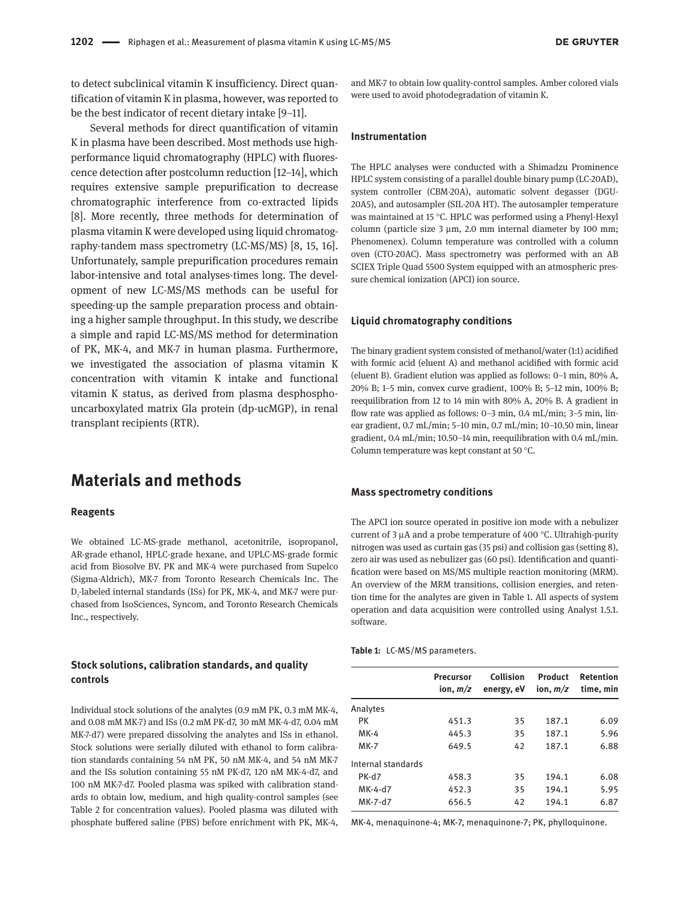to detect subclinical vitamin K insufficiency. Direct quantification of vitamin K in plasma, however, was reported to be the best indicator of recent dietary intake [9–11].

Several methods for direct quantification of vitamin K in plasma have been described. Most methods use high-performance liquid chromatography (HPLC) with fluorescence detection after postcolumn reduction [12–14], which requires extensive sample prepurification to decrease chromatographic interference from co-extracted lipids [8]. More recently, three methods for determination of plasma vitamin K were developed using liquid chromatography-tandem mass spectrometry (LC-MS/MS) [8, 15, 16]. Unfortunately, sample prepurification procedures remain labor-intensive and total analyses-times long. The development of new LC-MS/MS methods can be useful for speeding-up the sample preparation process and obtaining a higher sample throughput. In this study, we describe a simple and rapid LC-MS/MS method for determination of PK, MK-4, and MK-7 in human plasma. Furthermore, we investigated the association of plasma vitamin K concentration with vitamin K intake and functional vitamin K status, as derived from plasma desphospho-uncarboxylated matrix Gla protein (dp-ucMGP), in renal transplant recipients (RTR).

# Materials and methods

### Reagents

We obtained LC-MS-grade methanol, acetonitrile, isopropanol, AR-grade ethanol, HPLC-grade hexane, and UPLC-MS-grade formic acid from Biosolve BV. PK and MK-4 were purchased from Supelco (Sigma-Aldrich), MK-7 from Toronto Research Chemicals Inc. The $D_7$-labeled internal standards (ISs) for PK, MK-4, and MK-7 were purchased from IsoSciences, Syncom, and Toronto Research Chemicals Inc., respectively.

### Stock solutions, calibration standards, and quality controls

Individual stock solutions of the analytes (0.9 mM PK, 0.3 mM MK-4, and 0.08 mM MK-7) and ISs (0.2 mM PK-d7, 30 mM MK-4-d7, 0.04 mM MK-7-d7) were prepared dissolving the analytes and ISs in ethanol. Stock solutions were serially diluted with ethanol to form calibration standards containing 54 nM PK, 50 nM MK-4, and 54 nM MK-7 and the ISs solution containing 55 nM PK-d7, 120 nM MK-4-d7, and 100 nM MK-7-d7. Pooled plasma was spiked with calibration standards to obtain low, medium, and high quality-control samples (see Table 2 for concentration values). Pooled plasma was diluted with phosphate buffered saline (PBS) before enrichment with PK, MK-4, and MK-7 to obtain low quality-control samples. Amber colored vials were used to avoid photodegradation of vitamin K.

### Instrumentation

The HPLC analyses were conducted with a Shimadzu Prominence HPLC system consisting of a parallel double binary pump (LC-20AD), system controller (CBM-20A), automatic solvent degasser (DGU-20A5), and autosampler (SIL-20A HT). The autosampler temperature was maintained at 15 °C. HPLC was performed using a Phenyl-Hexyl column (particle size 3 µm, 2.0 mm internal diameter by 100 mm; Phenomenex). Column temperature was controlled with a column oven (CTO-20AC). Mass spectrometry was performed with an AB SCIEX Triple Quad 5500 System equipped with an atmospheric pressure chemical ionization (APCI) ion source.

### Liquid chromatography conditions

The binary gradient system consisted of methanol/water (1:1) acidified with formic acid (eluent A) and methanol acidified with formic acid (eluent B). Gradient elution was applied as follows: 0–1 min, 80% A, 20% B; 1–5 min, convex curve gradient, 100% B; 5–12 min, 100% B; reequilibration from 12 to 14 min with 80% A, 20% B. A gradient in flow rate was applied as follows: 0–3 min, 0.4 mL/min; 3–5 min, linear gradient, 0.7 mL/min; 5–10 min, 0.7 mL/min; 10–10.50 min, linear gradient, 0.4 mL/min; 10.50–14 min, reequilibration with 0.4 mL/min. Column temperature was kept constant at 50 °C.

### Mass spectrometry conditions

The APCI ion source operated in positive ion mode with a nebulizer current of 3 µA and a probe temperature of 400 °C. Ultrahigh-purity nitrogen was used as curtain gas (35 psi) and collision gas (setting 8), zero air was used as nebulizer gas (60 psi). Identification and quantification were based on MS/MS multiple reaction monitoring (MRM). An overview of the MRM transitions, collision energies, and retention time for the analytes are given in Table 1. All aspects of system operation and data acquisition were controlled using Analyst 1.5.1. software.

**Table 1:** LC-MS/MS parameters.

| | Precursor ion, *m/z* | Collision energy, eV | Product ion, *m/z* | Retention time, min |
|---|---|---|---|---|
| Analytes | | | | |
| PK | 451.3 | 35 | 187.1 | 6.09 |
| MK-4 | 445.3 | 35 | 187.1 | 5.96 |
| MK-7 | 649.5 | 42 | 187.1 | 6.88 |
| Internal standards | | | | |
| PK-d7 | 458.3 | 35 | 194.1 | 6.08 |
| MK-4-d7 | 452.3 | 35 | 194.1 | 5.95 |
| MK-7-d7 | 656.5 | 42 | 194.1 | 6.87 |

MK-4, menaquinone-4; MK-7, menaquinone-7; PK, phylloquinone.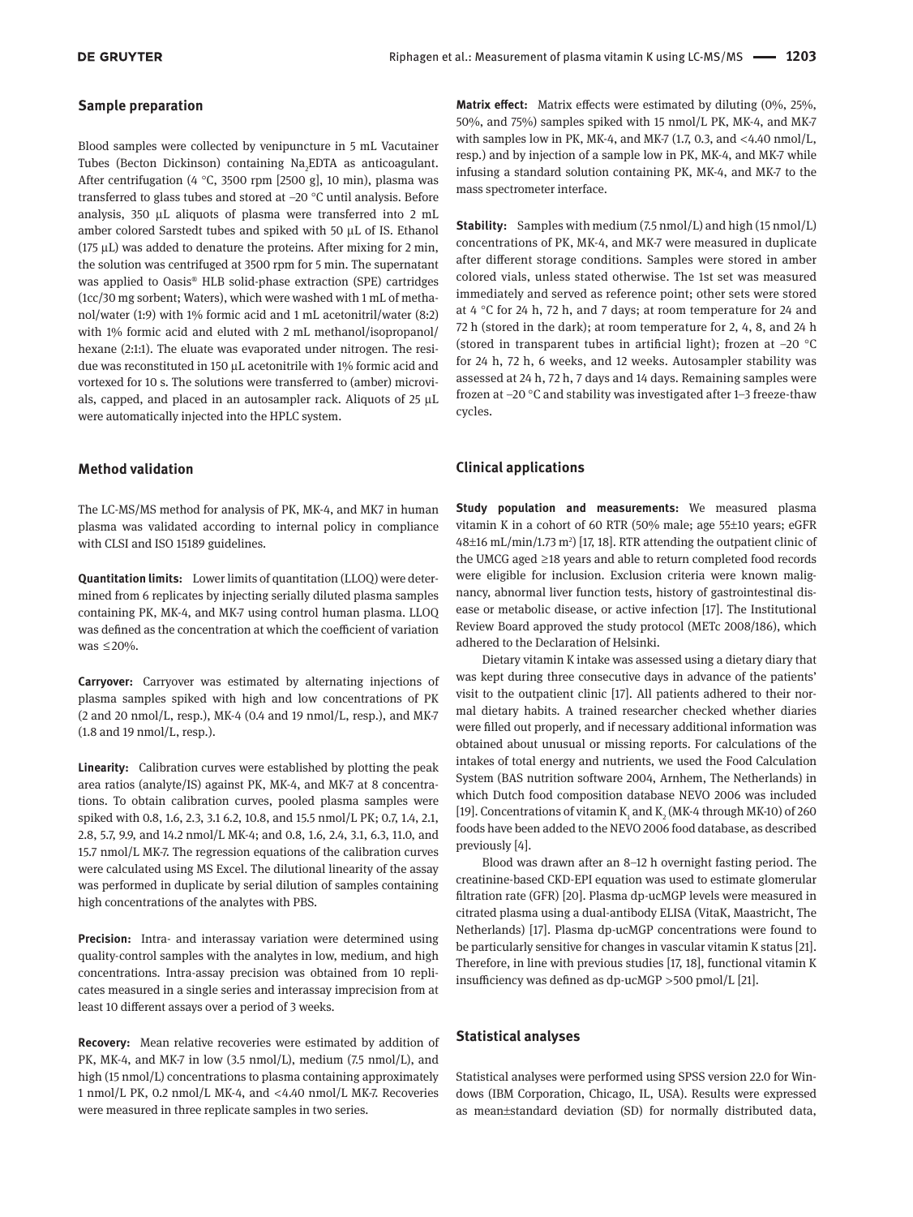## Sample preparation

Blood samples were collected by venipuncture in 5 mL Vacutainer Tubes (Becton Dickinson) containing $Na_2EDTA$ as anticoagulant. After centrifugation (4 °C, 3500 rpm [2500 g], 10 min), plasma was transferred to glass tubes and stored at −20 °C until analysis. Before analysis, 350 µL aliquots of plasma were transferred into 2 mL amber colored Sarstedt tubes and spiked with 50 µL of IS. Ethanol (175 µL) was added to denature the proteins. After mixing for 2 min, the solution was centrifuged at 3500 rpm for 5 min. The supernatant was applied to Oasis® HLB solid-phase extraction (SPE) cartridges (1cc/30 mg sorbent; Waters), which were washed with 1 mL of methanol/water (1:9) with 1% formic acid and 1 mL acetonitril/water (8:2) with 1% formic acid and eluted with 2 mL methanol/isopropanol/hexane (2:1:1). The eluate was evaporated under nitrogen. The residue was reconstituted in 150 µL acetonitrile with 1% formic acid and vortexed for 10 s. The solutions were transferred to (amber) microvials, capped, and placed in an autosampler rack. Aliquots of 25 µL were automatically injected into the HPLC system.

## Method validation

The LC-MS/MS method for analysis of PK, MK-4, and MK7 in human plasma was validated according to internal policy in compliance with CLSI and ISO 15189 guidelines.

**Quantitation limits:** Lower limits of quantitation (LLOQ) were determined from 6 replicates by injecting serially diluted plasma samples containing PK, MK-4, and MK-7 using control human plasma. LLOQ was defined as the concentration at which the coefficient of variation was ≤20%.

**Carryover:** Carryover was estimated by alternating injections of plasma samples spiked with high and low concentrations of PK (2 and 20 nmol/L, resp.), MK-4 (0.4 and 19 nmol/L, resp.), and MK-7 (1.8 and 19 nmol/L, resp.).

**Linearity:** Calibration curves were established by plotting the peak area ratios (analyte/IS) against PK, MK-4, and MK-7 at 8 concentrations. To obtain calibration curves, pooled plasma samples were spiked with 0.8, 1.6, 2.3, 3.1 6.2, 10.8, and 15.5 nmol/L PK; 0.7, 1.4, 2.1, 2.8, 5.7, 9.9, and 14.2 nmol/L MK-4; and 0.8, 1.6, 2.4, 3.1, 6.3, 11.0, and 15.7 nmol/L MK-7. The regression equations of the calibration curves were calculated using MS Excel. The dilutional linearity of the assay was performed in duplicate by serial dilution of samples containing high concentrations of the analytes with PBS.

**Precision:** Intra- and interassay variation were determined using quality-control samples with the analytes in low, medium, and high concentrations. Intra-assay precision was obtained from 10 replicates measured in a single series and interassay imprecision from at least 10 different assays over a period of 3 weeks.

**Recovery:** Mean relative recoveries were estimated by addition of PK, MK-4, and MK-7 in low (3.5 nmol/L), medium (7.5 nmol/L), and high (15 nmol/L) concentrations to plasma containing approximately 1 nmol/L PK, 0.2 nmol/L MK-4, and <4.40 nmol/L MK-7. Recoveries were measured in three replicate samples in two series.

**Matrix effect:** Matrix effects were estimated by diluting (0%, 25%, 50%, and 75%) samples spiked with 15 nmol/L PK, MK-4, and MK-7 with samples low in PK, MK-4, and MK-7 (1.7, 0.3, and <4.40 nmol/L, resp.) and by injection of a sample low in PK, MK-4, and MK-7 while infusing a standard solution containing PK, MK-4, and MK-7 to the mass spectrometer interface.

**Stability:** Samples with medium (7.5 nmol/L) and high (15 nmol/L) concentrations of PK, MK-4, and MK-7 were measured in duplicate after different storage conditions. Samples were stored in amber colored vials, unless stated otherwise. The 1st set was measured immediately and served as reference point; other sets were stored at 4 °C for 24 h, 72 h, and 7 days; at room temperature for 24 and 72 h (stored in the dark); at room temperature for 2, 4, 8, and 24 h (stored in transparent tubes in artificial light); frozen at −20 °C for 24 h, 72 h, 6 weeks, and 12 weeks. Autosampler stability was assessed at 24 h, 72 h, 7 days and 14 days. Remaining samples were frozen at −20 °C and stability was investigated after 1–3 freeze-thaw cycles.

## Clinical applications

**Study population and measurements:** We measured plasma vitamin K in a cohort of 60 RTR (50% male; age 55±10 years; eGFR 48±16 mL/min/1.73 m$^2$) [17, 18]. RTR attending the outpatient clinic of the UMCG aged ≥18 years and able to return completed food records were eligible for inclusion. Exclusion criteria were known malignancy, abnormal liver function tests, history of gastrointestinal disease or metabolic disease, or active infection [17]. The Institutional Review Board approved the study protocol (METc 2008/186), which adhered to the Declaration of Helsinki.

Dietary vitamin K intake was assessed using a dietary diary that was kept during three consecutive days in advance of the patients' visit to the outpatient clinic [17]. All patients adhered to their normal dietary habits. A trained researcher checked whether diaries were filled out properly, and if necessary additional information was obtained about unusual or missing reports. For calculations of the intakes of total energy and nutrients, we used the Food Calculation System (BAS nutrition software 2004, Arnhem, The Netherlands) in which Dutch food composition database NEVO 2006 was included [19]. Concentrations of vitamin $K_1$ and $K_2$ (MK-4 through MK-10) of 260 foods have been added to the NEVO 2006 food database, as described previously [4].

Blood was drawn after an 8–12 h overnight fasting period. The creatinine-based CKD-EPI equation was used to estimate glomerular filtration rate (GFR) [20]. Plasma dp-ucMGP levels were measured in citrated plasma using a dual-antibody ELISA (VitaK, Maastricht, The Netherlands) [17]. Plasma dp-ucMGP concentrations were found to be particularly sensitive for changes in vascular vitamin K status [21]. Therefore, in line with previous studies [17, 18], functional vitamin K insufficiency was defined as dp-ucMGP >500 pmol/L [21].

## Statistical analyses

Statistical analyses were performed using SPSS version 22.0 for Windows (IBM Corporation, Chicago, IL, USA). Results were expressed as mean±standard deviation (SD) for normally distributed data,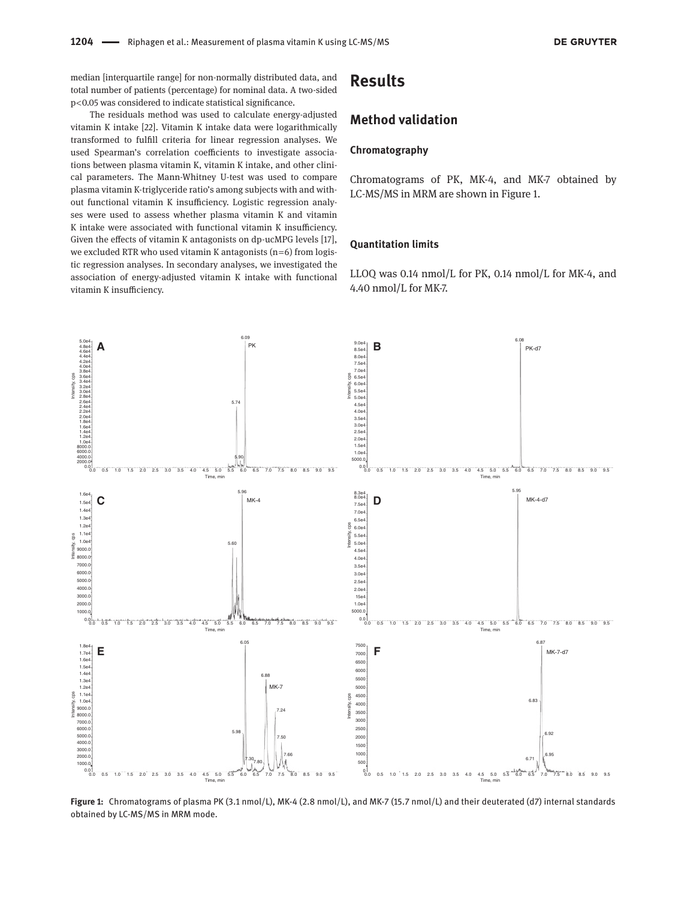median [interquartile range] for non-normally distributed data, and total number of patients (percentage) for nominal data. A two-sided $p<0.05$ was considered to indicate statistical significance.

The residuals method was used to calculate energy-adjusted vitamin K intake [22]. Vitamin K intake data were logarithmically transformed to fulfill criteria for linear regression analyses. We used Spearman's correlation coefficients to investigate associations between plasma vitamin K, vitamin K intake, and other clinical parameters. The Mann-Whitney U-test was used to compare plasma vitamin K-triglyceride ratio's among subjects with and without functional vitamin K insufficiency. Logistic regression analyses were used to assess whether plasma vitamin K and vitamin K intake were associated with functional vitamin K insufficiency. Given the effects of vitamin K antagonists on dp-ucMPG levels [17], we excluded RTR who used vitamin K antagonists (n=6) from logistic regression analyses. In secondary analyses, we investigated the association of energy-adjusted vitamin K intake with functional vitamin K insufficiency.

# Results

## Method validation

### Chromatography

Chromatograms of PK, MK-4, and MK-7 obtained by LC-MS/MS in MRM are shown in Figure 1.

### Quantitation limits

LLOQ was 0.14 nmol/L for PK, 0.14 nmol/L for MK-4, and 4.40 nmol/L for MK-7.

**Figure 1:** Chromatograms of plasma PK (3.1 nmol/L), MK-4 (2.8 nmol/L), and MK-7 (15.7 nmol/L) and their deuterated (d7) internal standards obtained by LC-MS/MS in MRM mode.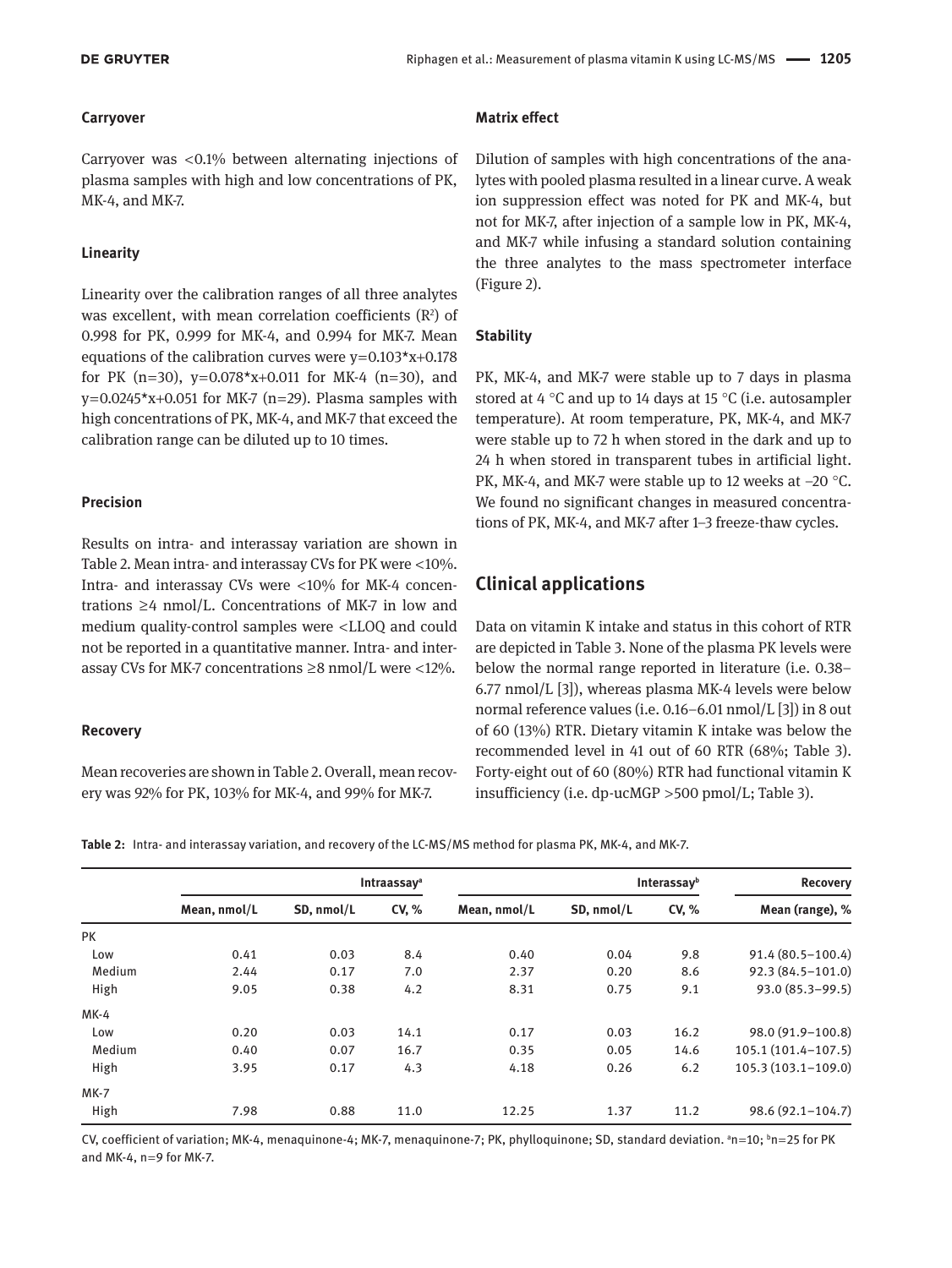### Carryover

Carryover was <0.1% between alternating injections of plasma samples with high and low concentrations of PK, MK-4, and MK-7.

### Linearity

Linearity over the calibration ranges of all three analytes was excellent, with mean correlation coefficients ($R^2$) of 0.998 for PK, 0.999 for MK-4, and 0.994 for MK-7. Mean equations of the calibration curves were $y=0.103*x+0.178$ for PK (n=30), $y=0.078*x+0.011$ for MK-4 (n=30), and $y=0.0245*x+0.051$ for MK-7 (n=29). Plasma samples with high concentrations of PK, MK-4, and MK-7 that exceed the calibration range can be diluted up to 10 times.

### Precision

Results on intra- and interassay variation are shown in Table 2. Mean intra- and interassay CVs for PK were <10%. Intra- and interassay CVs were <10% for MK-4 concentrations ≥4 nmol/L. Concentrations of MK-7 in low and medium quality-control samples were <LLOQ and could not be reported in a quantitative manner. Intra- and interassay CVs for MK-7 concentrations ≥8 nmol/L were <12%.

### Recovery

Mean recoveries are shown in Table 2. Overall, mean recovery was 92% for PK, 103% for MK-4, and 99% for MK-7.

### Matrix effect

Dilution of samples with high concentrations of the analytes with pooled plasma resulted in a linear curve. A weak ion suppression effect was noted for PK and MK-4, but not for MK-7, after injection of a sample low in PK, MK-4, and MK-7 while infusing a standard solution containing the three analytes to the mass spectrometer interface (Figure 2).

### Stability

PK, MK-4, and MK-7 were stable up to 7 days in plasma stored at 4 °C and up to 14 days at 15 °C (i.e. autosampler temperature). At room temperature, PK, MK-4, and MK-7 were stable up to 72 h when stored in the dark and up to 24 h when stored in transparent tubes in artificial light. PK, MK-4, and MK-7 were stable up to 12 weeks at −20 °C. We found no significant changes in measured concentrations of PK, MK-4, and MK-7 after 1–3 freeze-thaw cycles.

## Clinical applications

Data on vitamin K intake and status in this cohort of RTR are depicted in Table 3. None of the plasma PK levels were below the normal range reported in literature (i.e. 0.38–6.77 nmol/L [3]), whereas plasma MK-4 levels were below normal reference values (i.e. 0.16–6.01 nmol/L [3]) in 8 out of 60 (13%) RTR. Dietary vitamin K intake was below the recommended level in 41 out of 60 RTR (68%; Table 3). Forty-eight out of 60 (80%) RTR had functional vitamin K insufficiency (i.e. dp-ucMGP >500 pmol/L; Table 3).

**Table 2:** Intra- and interassay variation, and recovery of the LC-MS/MS method for plasma PK, MK-4, and MK-7.

| | Intraassay[a] | | | Interassay[b] | | | Recovery |
|---|---|---|---|---|---|---|---|
| | Mean, nmol/L | SD, nmol/L | CV, % | Mean, nmol/L | SD, nmol/L | CV, % | Mean (range), % |
| PK | | | | | | | |
| Low | 0.41 | 0.03 | 8.4 | 0.40 | 0.04 | 9.8 | 91.4 (80.5–100.4) |
| Medium | 2.44 | 0.17 | 7.0 | 2.37 | 0.20 | 8.6 | 92.3 (84.5–101.0) |
| High | 9.05 | 0.38 | 4.2 | 8.31 | 0.75 | 9.1 | 93.0 (85.3–99.5) |
| MK-4 | | | | | | | |
| Low | 0.20 | 0.03 | 14.1 | 0.17 | 0.03 | 16.2 | 98.0 (91.9–100.8) |
| Medium | 0.40 | 0.07 | 16.7 | 0.35 | 0.05 | 14.6 | 105.1 (101.4–107.5) |
| High | 3.95 | 0.17 | 4.3 | 4.18 | 0.26 | 6.2 | 105.3 (103.1–109.0) |
| MK-7 | | | | | | | |
| High | 7.98 | 0.88 | 11.0 | 12.25 | 1.37 | 11.2 | 98.6 (92.1–104.7) |

CV, coefficient of variation; MK-4, menaquinone-4; MK-7, menaquinone-7; PK, phylloquinone; SD, standard deviation. [a]n=10; [b]n=25 for PK and MK-4, n=9 for MK-7.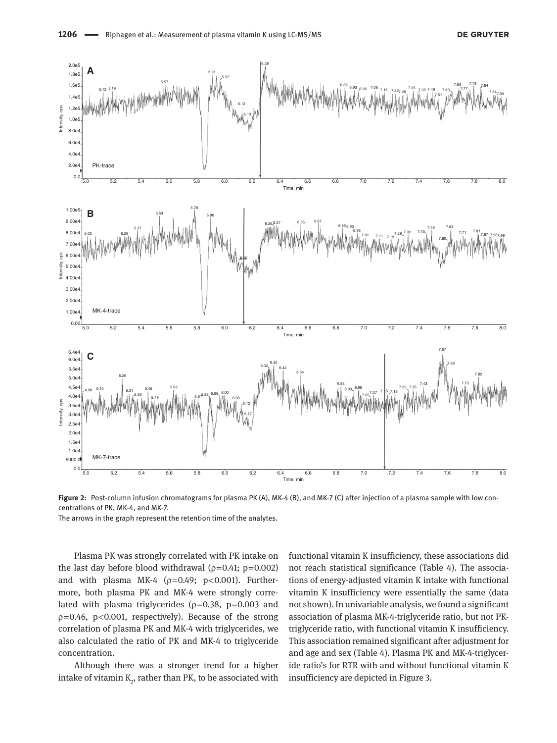**Figure 2:** Post-column infusion chromatograms for plasma PK (A), MK-4 (B), and MK-7 (C) after injection of a plasma sample with low concentrations of PK, MK-4, and MK-7.

The arrows in the graph represent the retention time of the analytes.

Plasma PK was strongly correlated with PK intake on the last day before blood withdrawal (ρ=0.41; p=0.002) and with plasma MK-4 (ρ=0.49; p<0.001). Furthermore, both plasma PK and MK-4 were strongly correlated with plasma triglycerides (ρ=0.38, p=0.003 and ρ=0.46, p<0.001, respectively). Because of the strong correlation of plasma PK and MK-4 with triglycerides, we also calculated the ratio of PK and MK-4 to triglyceride concentration.

Although there was a stronger trend for a higher intake of vitamin $K_2$, rather than PK, to be associated with functional vitamin K insufficiency, these associations did not reach statistical significance (Table 4). The associations of energy-adjusted vitamin K intake with functional vitamin K insufficiency were essentially the same (data not shown). In univariable analysis, we found a significant association of plasma MK-4-triglyceride ratio, but not PK-triglyceride ratio, with functional vitamin K insufficiency. This association remained significant after adjustment for and age and sex (Table 4). Plasma PK and MK-4-triglyceride ratio's for RTR with and without functional vitamin K insufficiency are depicted in Figure 3.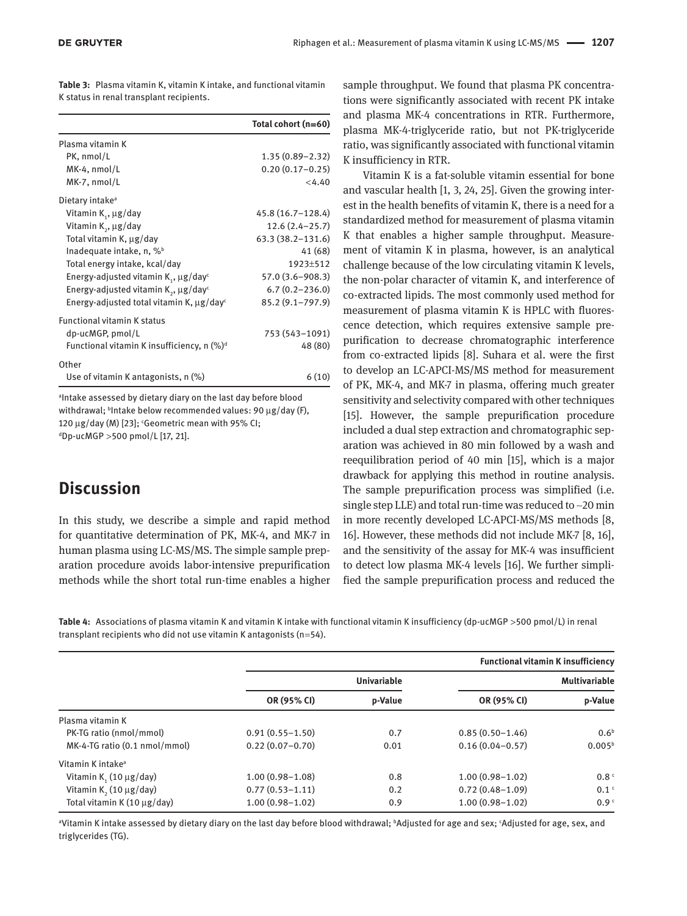**Table 3:** Plasma vitamin K, vitamin K intake, and functional vitamin K status in renal transplant recipients.

| | Total cohort (n=60) |
|---|---|
| Plasma vitamin K | |
| PK, nmol/L | 1.35 (0.89–2.32) |
| MK-4, nmol/L | 0.20 (0.17–0.25) |
| MK-7, nmol/L | <4.40 |
| Dietary intake[a] | |
| Vitamin $K_1$, μg/day | 45.8 (16.7–128.4) |
| Vitamin $K_2$, μg/day | 12.6 (2.4–25.7) |
| Total vitamin K, μg/day | 63.3 (38.2–131.6) |
| Inadequate intake, n, %[b] | 41 (68) |
| Total energy intake, kcal/day | 1923±512 |
| Energy-adjusted vitamin $K_1$, μg/day[c] | 57.0 (3.6–908.3) |
| Energy-adjusted vitamin $K_2$, μg/day[c] | 6.7 (0.2–236.0) |
| Energy-adjusted total vitamin K, μg/day[c] | 85.2 (9.1–797.9) |
| Functional vitamin K status | |
| dp-ucMGP, pmol/L | 753 (543–1091) |
| Functional vitamin K insufficiency, n (%)[d] | 48 (80) |
| Other | |
| Use of vitamin K antagonists, n (%) | 6 (10) |

[a]Intake assessed by dietary diary on the last day before blood withdrawal; [b]Intake below recommended values: 90 μg/day (F), 120 μg/day (M) [23]; [c]Geometric mean with 95% CI; [d]Dp-ucMGP >500 pmol/L [17, 21].

## Discussion

In this study, we describe a simple and rapid method for quantitative determination of PK, MK-4, and MK-7 in human plasma using LC-MS/MS. The simple sample preparation procedure avoids labor-intensive prepurification methods while the short total run-time enables a higher sample throughput. We found that plasma PK concentrations were significantly associated with recent PK intake and plasma MK-4 concentrations in RTR. Furthermore, plasma MK-4-triglyceride ratio, but not PK-triglyceride ratio, was significantly associated with functional vitamin K insufficiency in RTR.

Vitamin K is a fat-soluble vitamin essential for bone and vascular health [1, 3, 24, 25]. Given the growing interest in the health benefits of vitamin K, there is a need for a standardized method for measurement of plasma vitamin K that enables a higher sample throughput. Measurement of vitamin K in plasma, however, is an analytical challenge because of the low circulating vitamin K levels, the non-polar character of vitamin K, and interference of co-extracted lipids. The most commonly used method for measurement of plasma vitamin K is HPLC with fluorescence detection, which requires extensive sample prepurification to decrease chromatographic interference from co-extracted lipids [8]. Suhara et al. were the first to develop an LC-APCI-MS/MS method for measurement of PK, MK-4, and MK-7 in plasma, offering much greater sensitivity and selectivity compared with other techniques [15]. However, the sample prepurification procedure included a dual step extraction and chromatographic separation was achieved in 80 min followed by a wash and reequilibration period of 40 min [15], which is a major drawback for applying this method in routine analysis. The sample prepurification process was simplified (i.e. single step LLE) and total run-time was reduced to ~20 min in more recently developed LC-APCI-MS/MS methods [8, 16]. However, these methods did not include MK-7 [8, 16], and the sensitivity of the assay for MK-4 was insufficient to detect low plasma MK-4 levels [16]. We further simplified the sample prepurification process and reduced the

**Table 4:** Associations of plasma vitamin K and vitamin K intake with functional vitamin K insufficiency (dp-ucMGP >500 pmol/L) in renal transplant recipients who did not use vitamin K antagonists (n=54).

| | Functional vitamin K insufficiency | | | |
|---|---|---|---|---|
| | Univariable | | Multivariable | |
| | OR (95% CI) | p-Value | OR (95% CI) | p-Value |
| Plasma vitamin K | | | | |
| PK-TG ratio (nmol/mmol) | 0.91 (0.55–1.50) | 0.7 | 0.85 (0.50–1.46) | 0.6[b] |
| MK-4-TG ratio (0.1 nmol/mmol) | 0.22 (0.07–0.70) | 0.01 | 0.16 (0.04–0.57) | 0.005[b] |
| Vitamin K intake[a] | | | | |
| Vitamin $K_1$ (10 μg/day) | 1.00 (0.98–1.08) | 0.8 | 1.00 (0.98–1.02) | 0.8[c] |
| Vitamin $K_2$ (10 μg/day) | 0.77 (0.53–1.11) | 0.2 | 0.72 (0.48–1.09) | 0.1[c] |
| Total vitamin K (10 μg/day) | 1.00 (0.98–1.02) | 0.9 | 1.00 (0.98–1.02) | 0.9[c] |

[a]Vitamin K intake assessed by dietary diary on the last day before blood withdrawal; [b]Adjusted for age and sex; [c]Adjusted for age, sex, and triglycerides (TG).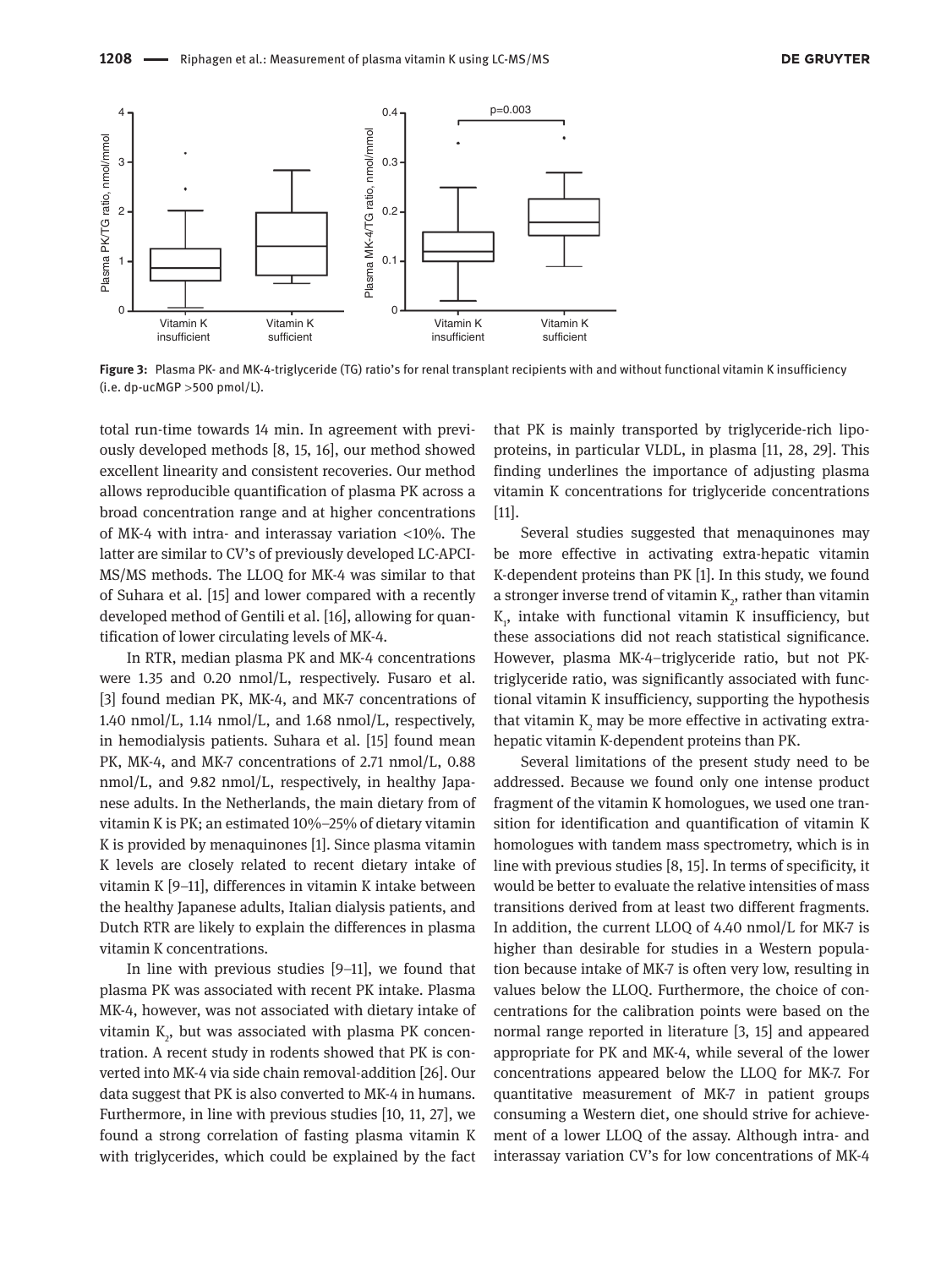Figure 3: Plasma PK- and MK-4-triglyceride (TG) ratio's for renal transplant recipients with and without functional vitamin K insufficiency (i.e. dp-ucMGP >500 pmol/L).

total run-time towards 14 min. In agreement with previously developed methods [8, 15, 16], our method showed excellent linearity and consistent recoveries. Our method allows reproducible quantification of plasma PK across a broad concentration range and at higher concentrations of MK-4 with intra- and interassay variation <10%. The latter are similar to CV's of previously developed LC-APCI-MS/MS methods. The LLOQ for MK-4 was similar to that of Suhara et al. [15] and lower compared with a recently developed method of Gentili et al. [16], allowing for quantification of lower circulating levels of MK-4.

In RTR, median plasma PK and MK-4 concentrations were 1.35 and 0.20 nmol/L, respectively. Fusaro et al. [3] found median PK, MK-4, and MK-7 concentrations of 1.40 nmol/L, 1.14 nmol/L, and 1.68 nmol/L, respectively, in hemodialysis patients. Suhara et al. [15] found mean PK, MK-4, and MK-7 concentrations of 2.71 nmol/L, 0.88 nmol/L, and 9.82 nmol/L, respectively, in healthy Japanese adults. In the Netherlands, the main dietary from of vitamin K is PK; an estimated 10%–25% of dietary vitamin K is provided by menaquinones [1]. Since plasma vitamin K levels are closely related to recent dietary intake of vitamin K [9–11], differences in vitamin K intake between the healthy Japanese adults, Italian dialysis patients, and Dutch RTR are likely to explain the differences in plasma vitamin K concentrations.

In line with previous studies [9–11], we found that plasma PK was associated with recent PK intake. Plasma MK-4, however, was not associated with dietary intake of vitamin $K_2$, but was associated with plasma PK concentration. A recent study in rodents showed that PK is converted into MK-4 via side chain removal-addition [26]. Our data suggest that PK is also converted to MK-4 in humans. Furthermore, in line with previous studies [10, 11, 27], we found a strong correlation of fasting plasma vitamin K with triglycerides, which could be explained by the fact that PK is mainly transported by triglyceride-rich lipoproteins, in particular VLDL, in plasma [11, 28, 29]. This finding underlines the importance of adjusting plasma vitamin K concentrations for triglyceride concentrations [11].

Several studies suggested that menaquinones may be more effective in activating extra-hepatic vitamin K-dependent proteins than PK [1]. In this study, we found a stronger inverse trend of vitamin $K_2$, rather than vitamin $K_1$, intake with functional vitamin K insufficiency, but these associations did not reach statistical significance. However, plasma MK-4–triglyceride ratio, but not PK-triglyceride ratio, was significantly associated with functional vitamin K insufficiency, supporting the hypothesis that vitamin $K_2$ may be more effective in activating extra-hepatic vitamin K-dependent proteins than PK.

Several limitations of the present study need to be addressed. Because we found only one intense product fragment of the vitamin K homologues, we used one transition for identification and quantification of vitamin K homologues with tandem mass spectrometry, which is in line with previous studies [8, 15]. In terms of specificity, it would be better to evaluate the relative intensities of mass transitions derived from at least two different fragments. In addition, the current LLOQ of 4.40 nmol/L for MK-7 is higher than desirable for studies in a Western population because intake of MK-7 is often very low, resulting in values below the LLOQ. Furthermore, the choice of concentrations for the calibration points were based on the normal range reported in literature [3, 15] and appeared appropriate for PK and MK-4, while several of the lower concentrations appeared below the LLOQ for MK-7. For quantitative measurement of MK-7 in patient groups consuming a Western diet, one should strive for achievement of a lower LLOQ of the assay. Although intra- and interassay variation CV's for low concentrations of MK-4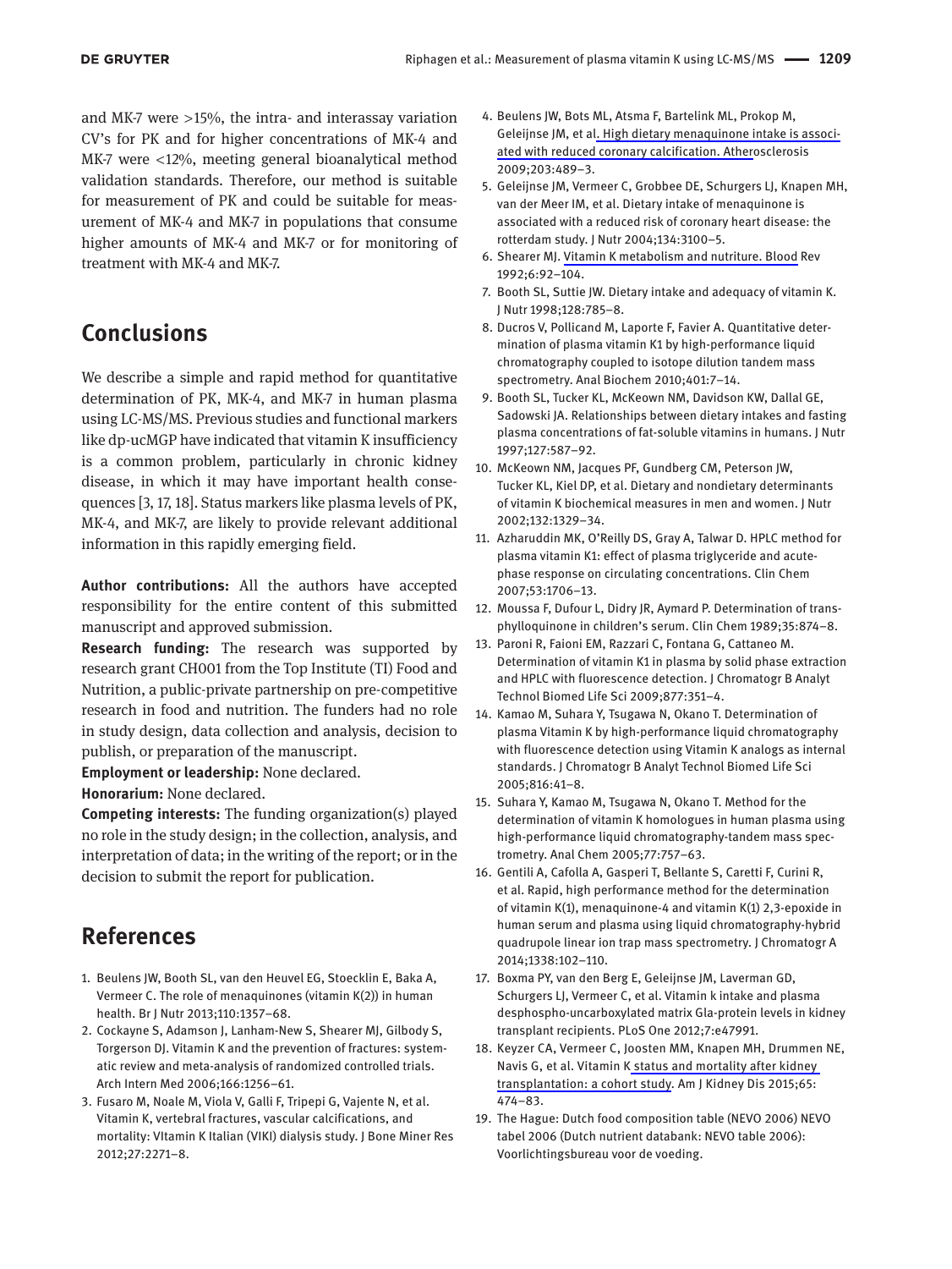and MK-7 were >15%, the intra- and interassay variation CV's for PK and for higher concentrations of MK-4 and MK-7 were <12%, meeting general bioanalytical method validation standards. Therefore, our method is suitable for measurement of PK and could be suitable for measurement of MK-4 and MK-7 in populations that consume higher amounts of MK-4 and MK-7 or for monitoring of treatment with MK-4 and MK-7.

## Conclusions

We describe a simple and rapid method for quantitative determination of PK, MK-4, and MK-7 in human plasma using LC-MS/MS. Previous studies and functional markers like dp-ucMGP have indicated that vitamin K insufficiency is a common problem, particularly in chronic kidney disease, in which it may have important health consequences [3, 17, 18]. Status markers like plasma levels of PK, MK-4, and MK-7, are likely to provide relevant additional information in this rapidly emerging field.

**Author contributions:** All the authors have accepted responsibility for the entire content of this submitted manuscript and approved submission.

**Research funding:** The research was supported by research grant CH001 from the Top Institute (TI) Food and Nutrition, a public-private partnership on pre-competitive research in food and nutrition. The funders had no role in study design, data collection and analysis, decision to publish, or preparation of the manuscript.

**Employment or leadership:** None declared.

**Honorarium:** None declared.

**Competing interests:** The funding organization(s) played no role in the study design; in the collection, analysis, and interpretation of data; in the writing of the report; or in the decision to submit the report for publication.

## References

1. Beulens JW, Booth SL, van den Heuvel EG, Stoecklin E, Baka A, Vermeer C. The role of menaquinones (vitamin K(2)) in human health. Br J Nutr 2013;110:1357–68.
2. Cockayne S, Adamson J, Lanham-New S, Shearer MJ, Gilbody S, Torgerson DJ. Vitamin K and the prevention of fractures: systematic review and meta-analysis of randomized controlled trials. Arch Intern Med 2006;166:1256–61.
3. Fusaro M, Noale M, Viola V, Galli F, Tripepi G, Vajente N, et al. Vitamin K, vertebral fractures, vascular calcifications, and mortality: VItamin K Italian (VIKI) dialysis study. J Bone Miner Res 2012;27:2271–8.
4. Beulens JW, Bots ML, Atsma F, Bartelink ML, Prokop M, Geleijnse JM, et al. High dietary menaquinone intake is associated with reduced coronary calcification. Atherosclerosis 2009;203:489–3.
5. Geleijnse JM, Vermeer C, Grobbee DE, Schurgers LJ, Knapen MH, van der Meer IM, et al. Dietary intake of menaquinone is associated with a reduced risk of coronary heart disease: the rotterdam study. J Nutr 2004;134:3100–5.
6. Shearer MJ. Vitamin K metabolism and nutriture. Blood Rev 1992;6:92–104.
7. Booth SL, Suttie JW. Dietary intake and adequacy of vitamin K. J Nutr 1998;128:785–8.
8. Ducros V, Pollicand M, Laporte F, Favier A. Quantitative determination of plasma vitamin K1 by high-performance liquid chromatography coupled to isotope dilution tandem mass spectrometry. Anal Biochem 2010;401:7–14.
9. Booth SL, Tucker KL, McKeown NM, Davidson KW, Dallal GE, Sadowski JA. Relationships between dietary intakes and fasting plasma concentrations of fat-soluble vitamins in humans. J Nutr 1997;127:587–92.
10. McKeown NM, Jacques PF, Gundberg CM, Peterson JW, Tucker KL, Kiel DP, et al. Dietary and nondietary determinants of vitamin K biochemical measures in men and women. J Nutr 2002;132:1329–34.
11. Azharuddin MK, O'Reilly DS, Gray A, Talwar D. HPLC method for plasma vitamin K1: effect of plasma triglyceride and acute-phase response on circulating concentrations. Clin Chem 2007;53:1706–13.
12. Moussa F, Dufour L, Didry JR, Aymard P. Determination of trans-phylloquinone in children's serum. Clin Chem 1989;35:874–8.
13. Paroni R, Faioni EM, Razzari C, Fontana G, Cattaneo M. Determination of vitamin K1 in plasma by solid phase extraction and HPLC with fluorescence detection. J Chromatogr B Analyt Technol Biomed Life Sci 2009;877:351–4.
14. Kamao M, Suhara Y, Tsugawa N, Okano T. Determination of plasma Vitamin K by high-performance liquid chromatography with fluorescence detection using Vitamin K analogs as internal standards. J Chromatogr B Analyt Technol Biomed Life Sci 2005;816:41–8.
15. Suhara Y, Kamao M, Tsugawa N, Okano T. Method for the determination of vitamin K homologues in human plasma using high-performance liquid chromatography-tandem mass spectrometry. Anal Chem 2005;77:757–63.
16. Gentili A, Cafolla A, Gasperi T, Bellante S, Caretti F, Curini R, et al. Rapid, high performance method for the determination of vitamin K(1), menaquinone-4 and vitamin K(1) 2,3-epoxide in human serum and plasma using liquid chromatography-hybrid quadrupole linear ion trap mass spectrometry. J Chromatogr A 2014;1338:102–110.
17. Boxma PY, van den Berg E, Geleijnse JM, Laverman GD, Schurgers LJ, Vermeer C, et al. Vitamin k intake and plasma desphospho-uncarboxylated matrix Gla-protein levels in kidney transplant recipients. PLoS One 2012;7:e47991.
18. Keyzer CA, Vermeer C, Joosten MM, Knapen MH, Drummen NE, Navis G, et al. Vitamin K status and mortality after kidney transplantation: a cohort study. Am J Kidney Dis 2015;65: 474–83.
19. The Hague: Dutch food composition table (NEVO 2006) NEVO tabel 2006 (Dutch nutrient databank: NEVO table 2006): Voorlichtingsbureau voor de voeding.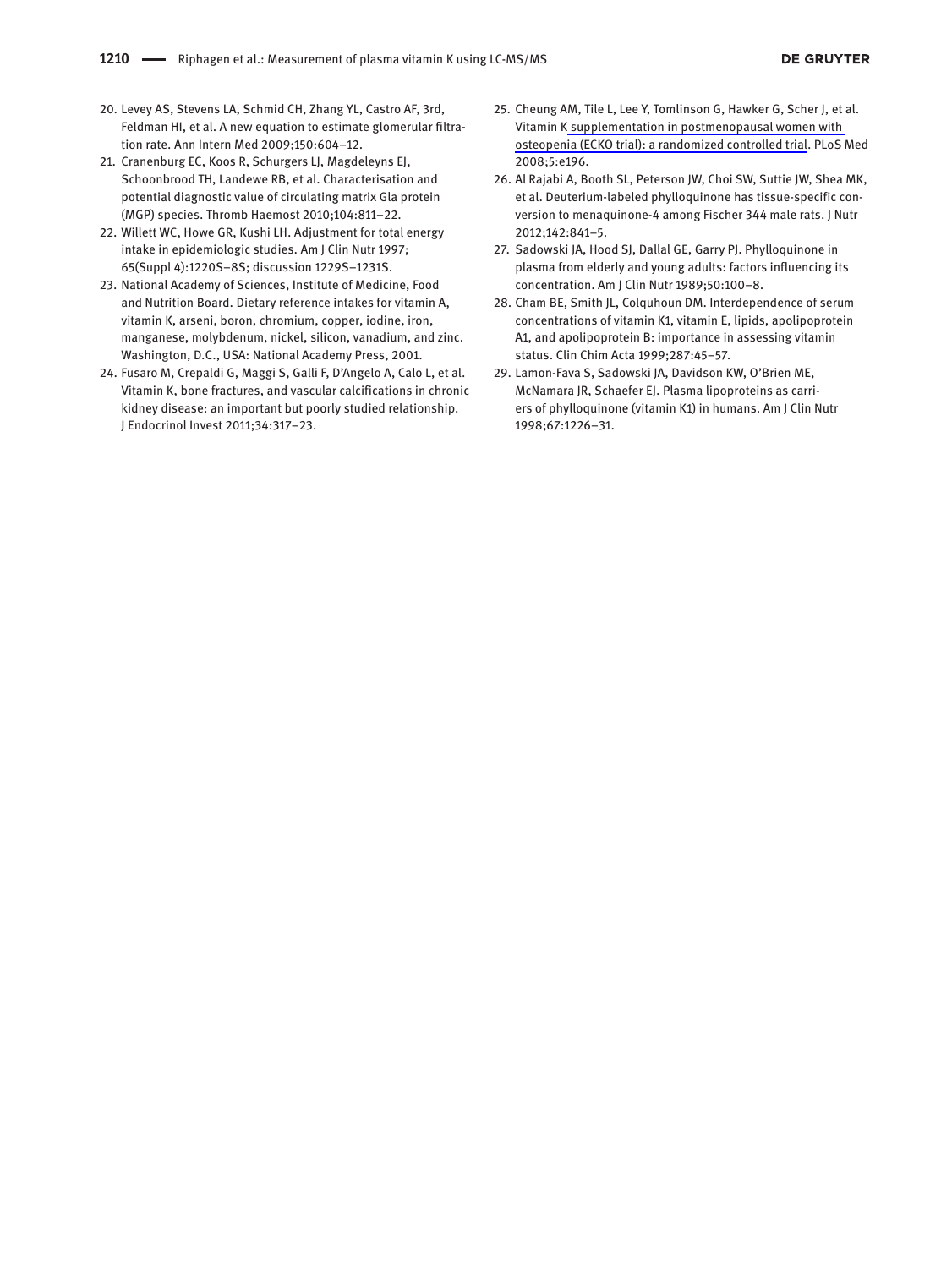20. Levey AS, Stevens LA, Schmid CH, Zhang YL, Castro AF, 3rd, Feldman HI, et al. A new equation to estimate glomerular filtration rate. Ann Intern Med 2009;150:604–12.
21. Cranenburg EC, Koos R, Schurgers LJ, Magdeleyns EJ, Schoonbrood TH, Landewe RB, et al. Characterisation and potential diagnostic value of circulating matrix Gla protein (MGP) species. Thromb Haemost 2010;104:811–22.
22. Willett WC, Howe GR, Kushi LH. Adjustment for total energy intake in epidemiologic studies. Am J Clin Nutr 1997; 65(Suppl 4):1220S–8S; discussion 1229S–1231S.
23. National Academy of Sciences, Institute of Medicine, Food and Nutrition Board. Dietary reference intakes for vitamin A, vitamin K, arseni, boron, chromium, copper, iodine, iron, manganese, molybdenum, nickel, silicon, vanadium, and zinc. Washington, D.C., USA: National Academy Press, 2001.
24. Fusaro M, Crepaldi G, Maggi S, Galli F, D'Angelo A, Calo L, et al. Vitamin K, bone fractures, and vascular calcifications in chronic kidney disease: an important but poorly studied relationship. J Endocrinol Invest 2011;34:317–23.
25. Cheung AM, Tile L, Lee Y, Tomlinson G, Hawker G, Scher J, et al. Vitamin K supplementation in postmenopausal women with osteopenia (ECKO trial): a randomized controlled trial. PLoS Med 2008;5:e196.
26. Al Rajabi A, Booth SL, Peterson JW, Choi SW, Suttie JW, Shea MK, et al. Deuterium-labeled phylloquinone has tissue-specific conversion to menaquinone-4 among Fischer 344 male rats. J Nutr 2012;142:841–5.
27. Sadowski JA, Hood SJ, Dallal GE, Garry PJ. Phylloquinone in plasma from elderly and young adults: factors influencing its concentration. Am J Clin Nutr 1989;50:100–8.
28. Cham BE, Smith JL, Colquhoun DM. Interdependence of serum concentrations of vitamin K1, vitamin E, lipids, apolipoprotein A1, and apolipoprotein B: importance in assessing vitamin status. Clin Chim Acta 1999;287:45–57.
29. Lamon-Fava S, Sadowski JA, Davidson KW, O'Brien ME, McNamara JR, Schaefer EJ. Plasma lipoproteins as carriers of phylloquinone (vitamin K1) in humans. Am J Clin Nutr 1998;67:1226–31.